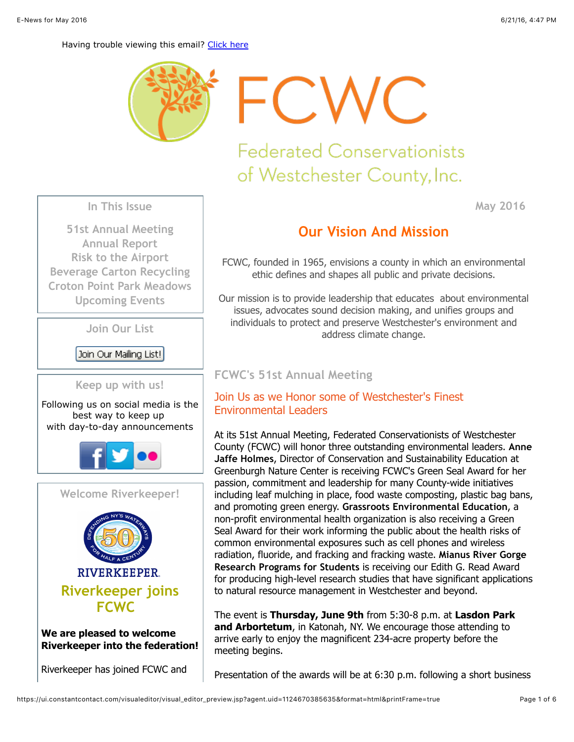Having trouble viewing this email? [Click here]

# FCWC

## Federated Conservationists of Westchester County, Inc.

### In This Issue

51st Annual Meeting
Annual Report
Risk to the Airport
Beverage Carton Recycling
Croton Point Park Meadows
Upcoming Events

### Join Our List

Join Our Mailing List!

### Keep up with us!

Following us on social media is the best way to keep up with day-to-day announcements

### Welcome Riverkeeper!

RIVERKEEPER

Riverkeeper joins FCWC

**We are pleased to welcome Riverkeeper into the federation!**

Riverkeeper has joined FCWC and

May 2016

## Our Vision And Mission

FCWC, founded in 1965, envisions a county in which an environmental ethic defines and shapes all public and private decisions.

Our mission is to provide leadership that educates about environmental issues, advocates sound decision making, and unifies groups and individuals to protect and preserve Westchester's environment and address climate change.

### FCWC's 51st Annual Meeting

#### Join Us as we Honor some of Westchester's Finest Environmental Leaders

At its 51st Annual Meeting, Federated Conservationists of Westchester County (FCWC) will honor three outstanding environmental leaders. **Anne Jaffe Holmes**, Director of Conservation and Sustainability Education at Greenburgh Nature Center is receiving FCWC's Green Seal Award for her passion, commitment and leadership for many County-wide initiatives including leaf mulching in place, food waste composting, plastic bag bans, and promoting green energy. **Grassroots Environmental Education**, a non-profit environmental health organization is also receiving a Green Seal Award for their work informing the public about the health risks of common environmental exposures such as cell phones and wireless radiation, fluoride, and fracking and fracking waste. **Mianus River Gorge Research Programs for Students** is receiving our Edith G. Read Award for producing high-level research studies that have significant applications to natural resource management in Westchester and beyond.

The event is **Thursday, June 9th** from 5:30-8 p.m. at **Lasdon Park and Arbortetum**, in Katonah, NY. We encourage those attending to arrive early to enjoy the magnificent 234-acre property before the meeting begins.

Presentation of the awards will be at 6:30 p.m. following a short business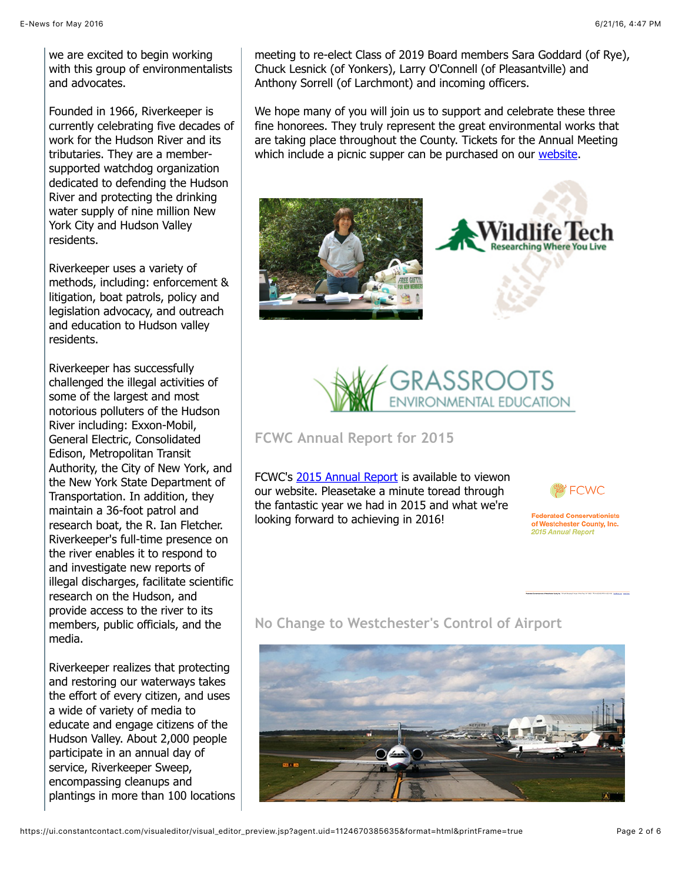we are excited to begin working with this group of environmentalists and advocates.

Founded in 1966, Riverkeeper is currently celebrating five decades of work for the Hudson River and its tributaries. They are a member-supported watchdog organization dedicated to defending the Hudson River and protecting the drinking water supply of nine million New York City and Hudson Valley residents.

Riverkeeper uses a variety of methods, including: enforcement & litigation, boat patrols, policy and legislation advocacy, and outreach and education to Hudson valley residents.

Riverkeeper has successfully challenged the illegal activities of some of the largest and most notorious polluters of the Hudson River including: Exxon-Mobil, General Electric, Consolidated Edison, Metropolitan Transit Authority, the City of New York, and the New York State Department of Transportation. In addition, they maintain a 36-foot patrol and research boat, the R. Ian Fletcher. Riverkeeper's full-time presence on the river enables it to respond to and investigate new reports of illegal discharges, facilitate scientific research on the Hudson, and provide access to the river to its members, public officials, and the media.

Riverkeeper realizes that protecting and restoring our waterways takes the effort of every citizen, and uses a wide of variety of media to educate and engage citizens of the Hudson Valley. About 2,000 people participate in an annual day of service, Riverkeeper Sweep, encompassing cleanups and plantings in more than 100 locations

meeting to re-elect Class of 2019 Board members Sara Goddard (of Rye), Chuck Lesnick (of Yonkers), Larry O'Connell (of Pleasantville) and Anthony Sorrell (of Larchmont) and incoming officers.

We hope many of you will join us to support and celebrate these three fine honorees. They truly represent the great environmental works that are taking place throughout the County. Tickets for the Annual Meeting which include a picnic supper can be purchased on our website.

## FCWC Annual Report for 2015

FCWC's 2015 Annual Report is available to viewon our website. Pleasetake a minute toread through the fantastic year we had in 2015 and what we're looking forward to achieving in 2016!

## No Change to Westchester's Control of Airport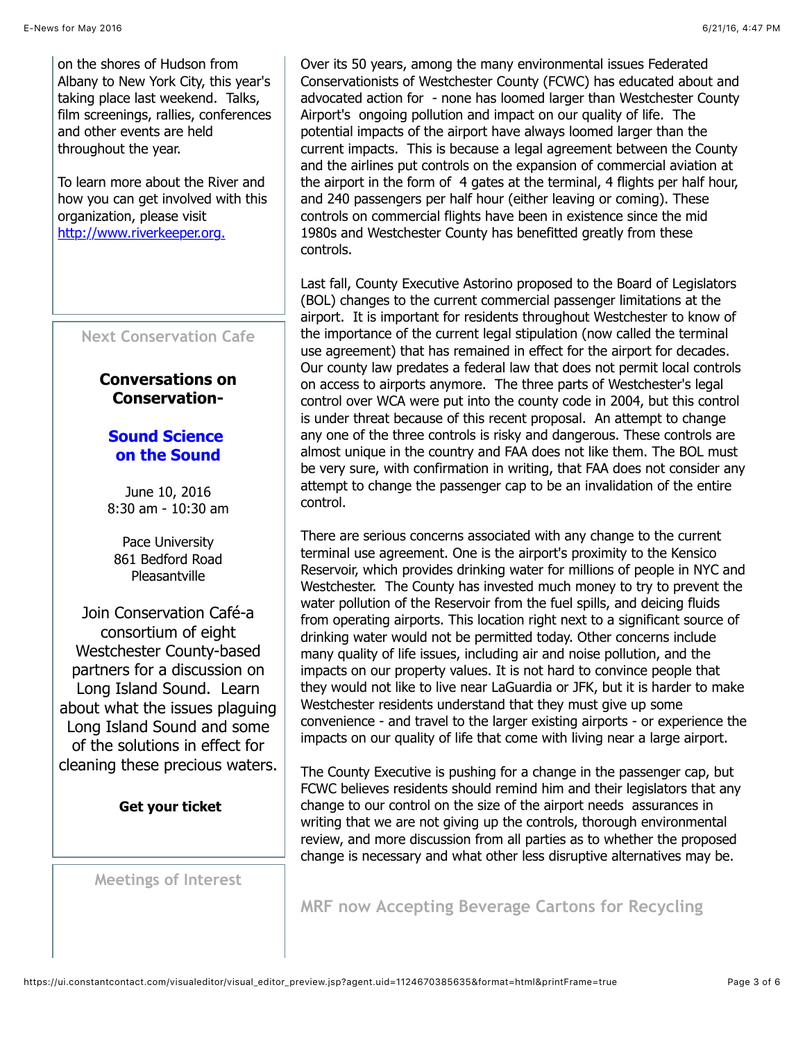on the shores of Hudson from Albany to New York City, this year's taking place last weekend. Talks, film screenings, rallies, conferences and other events are held throughout the year.

To learn more about the River and how you can get involved with this organization, please visit http://www.riverkeeper.org.

### Next Conservation Cafe

**Conversations on Conservation-**

**Sound Science on the Sound**

June 10, 2016
8:30 am - 10:30 am

Pace University
861 Bedford Road
Pleasantville

Join Conservation Café-a consortium of eight Westchester County-based partners for a discussion on Long Island Sound. Learn about what the issues plaguing Long Island Sound and some of the solutions in effect for cleaning these precious waters.

**Get your ticket**

### Meetings of Interest

Over its 50 years, among the many environmental issues Federated Conservationists of Westchester County (FCWC) has educated about and advocated action for - none has loomed larger than Westchester County Airport's ongoing pollution and impact on our quality of life. The potential impacts of the airport have always loomed larger than the current impacts. This is because a legal agreement between the County and the airlines put controls on the expansion of commercial aviation at the airport in the form of 4 gates at the terminal, 4 flights per half hour, and 240 passengers per half hour (either leaving or coming). These controls on commercial flights have been in existence since the mid 1980s and Westchester County has benefitted greatly from these controls.

Last fall, County Executive Astorino proposed to the Board of Legislators (BOL) changes to the current commercial passenger limitations at the airport. It is important for residents throughout Westchester to know of the importance of the current legal stipulation (now called the terminal use agreement) that has remained in effect for the airport for decades. Our county law predates a federal law that does not permit local controls on access to airports anymore. The three parts of Westchester's legal control over WCA were put into the county code in 2004, but this control is under threat because of this recent proposal. An attempt to change any one of the three controls is risky and dangerous. These controls are almost unique in the country and FAA does not like them. The BOL must be very sure, with confirmation in writing, that FAA does not consider any attempt to change the passenger cap to be an invalidation of the entire control.

There are serious concerns associated with any change to the current terminal use agreement. One is the airport's proximity to the Kensico Reservoir, which provides drinking water for millions of people in NYC and Westchester. The County has invested much money to try to prevent the water pollution of the Reservoir from the fuel spills, and deicing fluids from operating airports. This location right next to a significant source of drinking water would not be permitted today. Other concerns include many quality of life issues, including air and noise pollution, and the impacts on our property values. It is not hard to convince people that they would not like to live near LaGuardia or JFK, but it is harder to make Westchester residents understand that they must give up some convenience - and travel to the larger existing airports - or experience the impacts on our quality of life that come with living near a large airport.

The County Executive is pushing for a change in the passenger cap, but FCWC believes residents should remind him and their legislators that any change to our control on the size of the airport needs assurances in writing that we are not giving up the controls, thorough environmental review, and more discussion from all parties as to whether the proposed change is necessary and what other less disruptive alternatives may be.

### MRF now Accepting Beverage Cartons for Recycling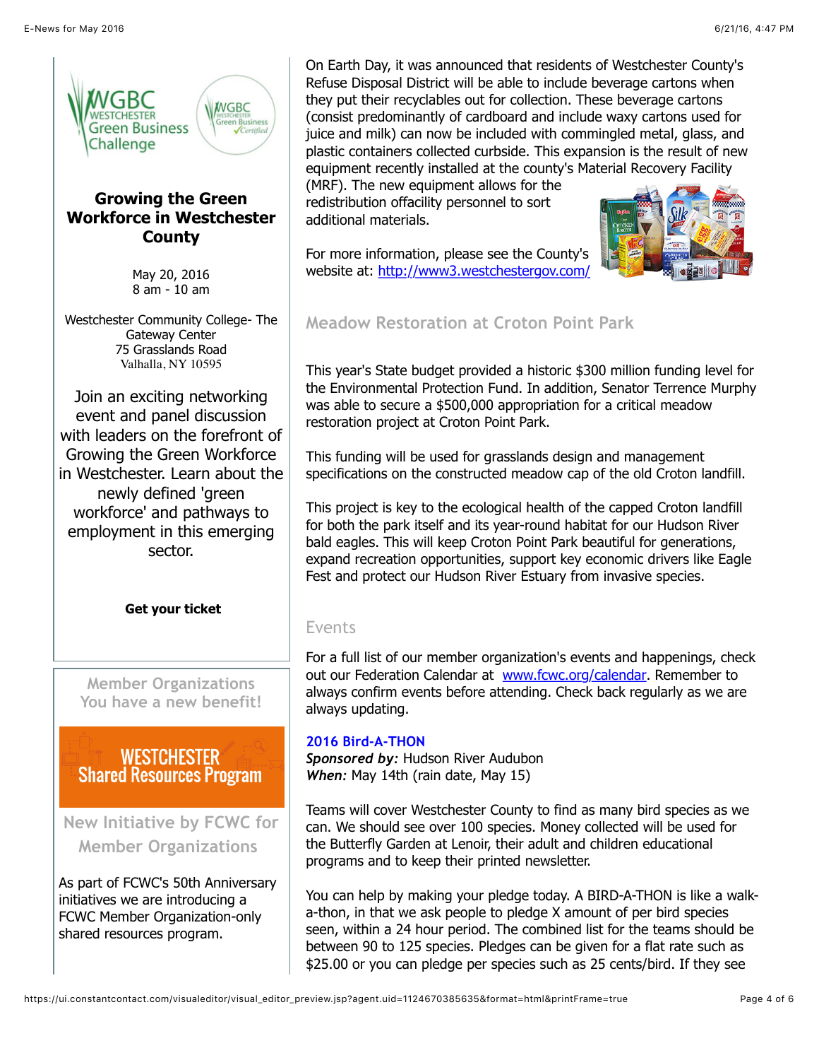## Growing the Green Workforce in Westchester County

May 20, 2016
8 am - 10 am

Westchester Community College- The Gateway Center
75 Grasslands Road
Valhalla, NY 10595

Join an exciting networking event and panel discussion with leaders on the forefront of Growing the Green Workforce in Westchester. Learn about the newly defined 'green workforce' and pathways to employment in this emerging sector.

**Get your ticket**

### Member Organizations
### You have a new benefit!

WESTCHESTER
Shared Resources Program

### New Initiative by FCWC for Member Organizations

As part of FCWC's 50th Anniversary initiatives we are introducing a FCWC Member Organization-only shared resources program.

On Earth Day, it was announced that residents of Westchester County's Refuse Disposal District will be able to include beverage cartons when they put their recyclables out for collection. These beverage cartons (consist predominantly of cardboard and include waxy cartons used for juice and milk) can now be included with commingled metal, glass, and plastic containers collected curbside. This expansion is the result of new equipment recently installed at the county's Material Recovery Facility (MRF). The new equipment allows for the redistribution offacility personnel to sort additional materials.

For more information, please see the County's website at: http://www3.westchestergov.com/

## Meadow Restoration at Croton Point Park

This year's State budget provided a historic $300 million funding level for the Environmental Protection Fund. In addition, Senator Terrence Murphy was able to secure a $500,000 appropriation for a critical meadow restoration project at Croton Point Park.

This funding will be used for grasslands design and management specifications on the constructed meadow cap of the old Croton landfill.

This project is key to the ecological health of the capped Croton landfill for both the park itself and its year-round habitat for our Hudson River bald eagles. This will keep Croton Point Park beautiful for generations, expand recreation opportunities, support key economic drivers like Eagle Fest and protect our Hudson River Estuary from invasive species.

## Events

For a full list of our member organization's events and happenings, check out our Federation Calendar at www.fcwc.org/calendar. Remember to always confirm events before attending. Check back regularly as we are always updating.

### 2016 Bird-A-THON

***Sponsored by:*** Hudson River Audubon
***When:*** May 14th (rain date, May 15)

Teams will cover Westchester County to find as many bird species as we can. We should see over 100 species. Money collected will be used for the Butterfly Garden at Lenoir, their adult and children educational programs and to keep their printed newsletter.

You can help by making your pledge today. A BIRD-A-THON is like a walk-a-thon, in that we ask people to pledge X amount of per bird species seen, within a 24 hour period. The combined list for the teams should be between 90 to 125 species. Pledges can be given for a flat rate such as $25.00 or you can pledge per species such as 25 cents/bird. If they see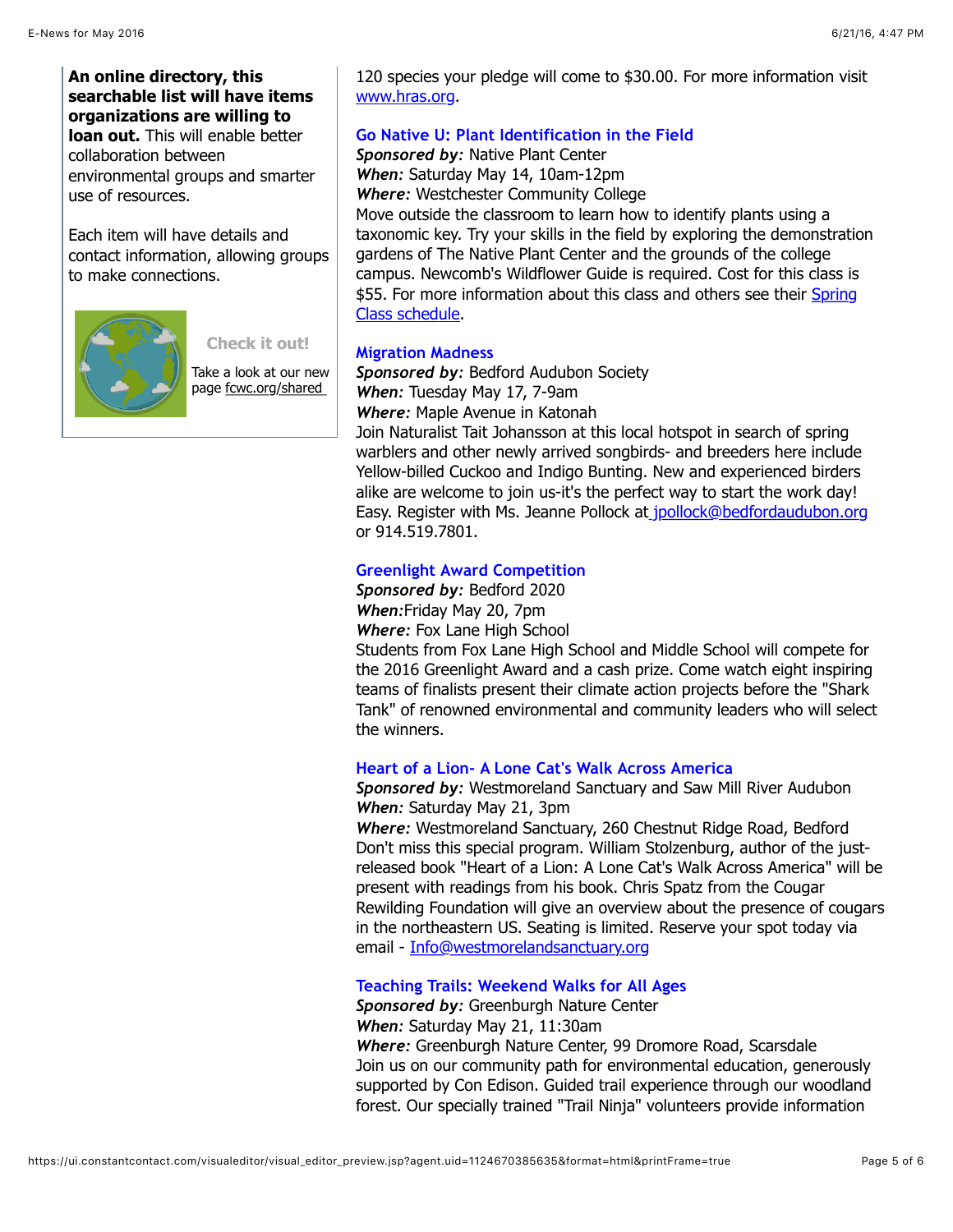**An online directory, this searchable list will have items organizations are willing to loan out.** This will enable better collaboration between environmental groups and smarter use of resources.

Each item will have details and contact information, allowing groups to make connections.

**Check it out!**

Take a look at our new page fcwc.org/shared

120 species your pledge will come to $30.00. For more information visit www.hras.org.

### Go Native U: Plant Identification in the Field

***Sponsored by:*** Native Plant Center
***When:*** Saturday May 14, 10am-12pm
***Where:*** Westchester Community College
Move outside the classroom to learn how to identify plants using a taxonomic key. Try your skills in the field by exploring the demonstration gardens of The Native Plant Center and the grounds of the college campus. Newcomb's Wildflower Guide is required. Cost for this class is $55. For more information about this class and others see their Spring Class schedule.

### Migration Madness

***Sponsored by:*** Bedford Audubon Society
***When:*** Tuesday May 17, 7-9am
***Where:*** Maple Avenue in Katonah
Join Naturalist Tait Johansson at this local hotspot in search of spring warblers and other newly arrived songbirds- and breeders here include Yellow-billed Cuckoo and Indigo Bunting. New and experienced birders alike are welcome to join us-it's the perfect way to start the work day! Easy. Register with Ms. Jeanne Pollock at jpollock@bedfordaudubon.org or 914.519.7801.

### Greenlight Award Competition

***Sponsored by:*** Bedford 2020
***When:***Friday May 20, 7pm
***Where:*** Fox Lane High School
Students from Fox Lane High School and Middle School will compete for the 2016 Greenlight Award and a cash prize. Come watch eight inspiring teams of finalists present their climate action projects before the "Shark Tank" of renowned environmental and community leaders who will select the winners.

### Heart of a Lion- A Lone Cat's Walk Across America

***Sponsored by:*** Westmoreland Sanctuary and Saw Mill River Audubon
***When:*** Saturday May 21, 3pm
***Where:*** Westmoreland Sanctuary, 260 Chestnut Ridge Road, Bedford
Don't miss this special program. William Stolzenburg, author of the just-released book "Heart of a Lion: A Lone Cat's Walk Across America" will be present with readings from his book. Chris Spatz from the Cougar Rewilding Foundation will give an overview about the presence of cougars in the northeastern US. Seating is limited. Reserve your spot today via email - Info@westmorelandsanctuary.org

### Teaching Trails: Weekend Walks for All Ages

***Sponsored by:*** Greenburgh Nature Center
***When:*** Saturday May 21, 11:30am
***Where:*** Greenburgh Nature Center, 99 Dromore Road, Scarsdale
Join us on our community path for environmental education, generously supported by Con Edison. Guided trail experience through our woodland forest. Our specially trained "Trail Ninja" volunteers provide information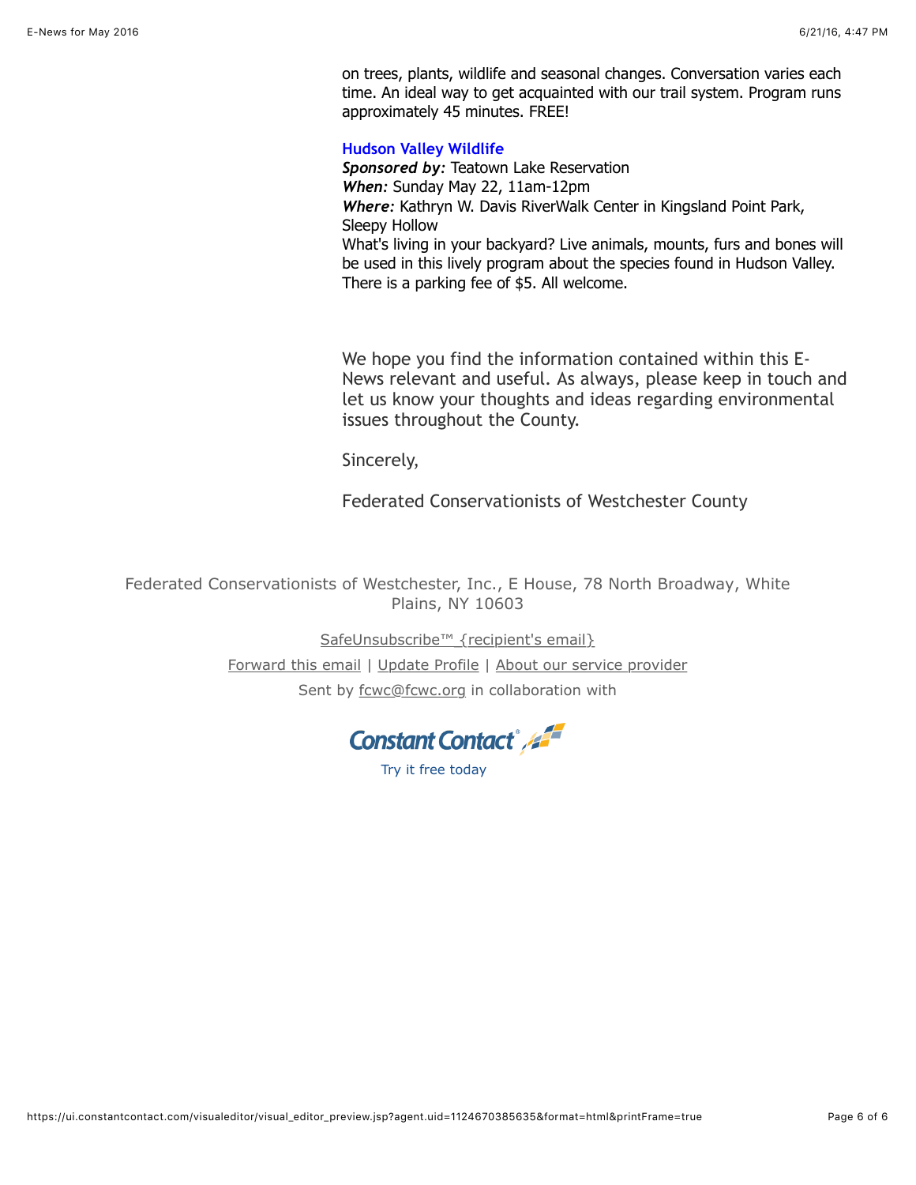on trees, plants, wildlife and seasonal changes. Conversation varies each time. An ideal way to get acquainted with our trail system. Program runs approximately 45 minutes. FREE!

**Hudson Valley Wildlife**
***Sponsored by:*** Teatown Lake Reservation
***When:*** Sunday May 22, 11am-12pm
***Where:*** Kathryn W. Davis RiverWalk Center in Kingsland Point Park, Sleepy Hollow
What's living in your backyard? Live animals, mounts, furs and bones will be used in this lively program about the species found in Hudson Valley. There is a parking fee of $5. All welcome.

We hope you find the information contained within this E-News relevant and useful. As always, please keep in touch and let us know your thoughts and ideas regarding environmental issues throughout the County.

Sincerely,

Federated Conservationists of Westchester County

Federated Conservationists of Westchester, Inc., E House, 78 North Broadway, White Plains, NY 10603

SafeUnsubscribe™ {recipient's email}

Forward this email | Update Profile | About our service provider

Sent by fcwc@fcwc.org in collaboration with

Constant Contact

Try it free today